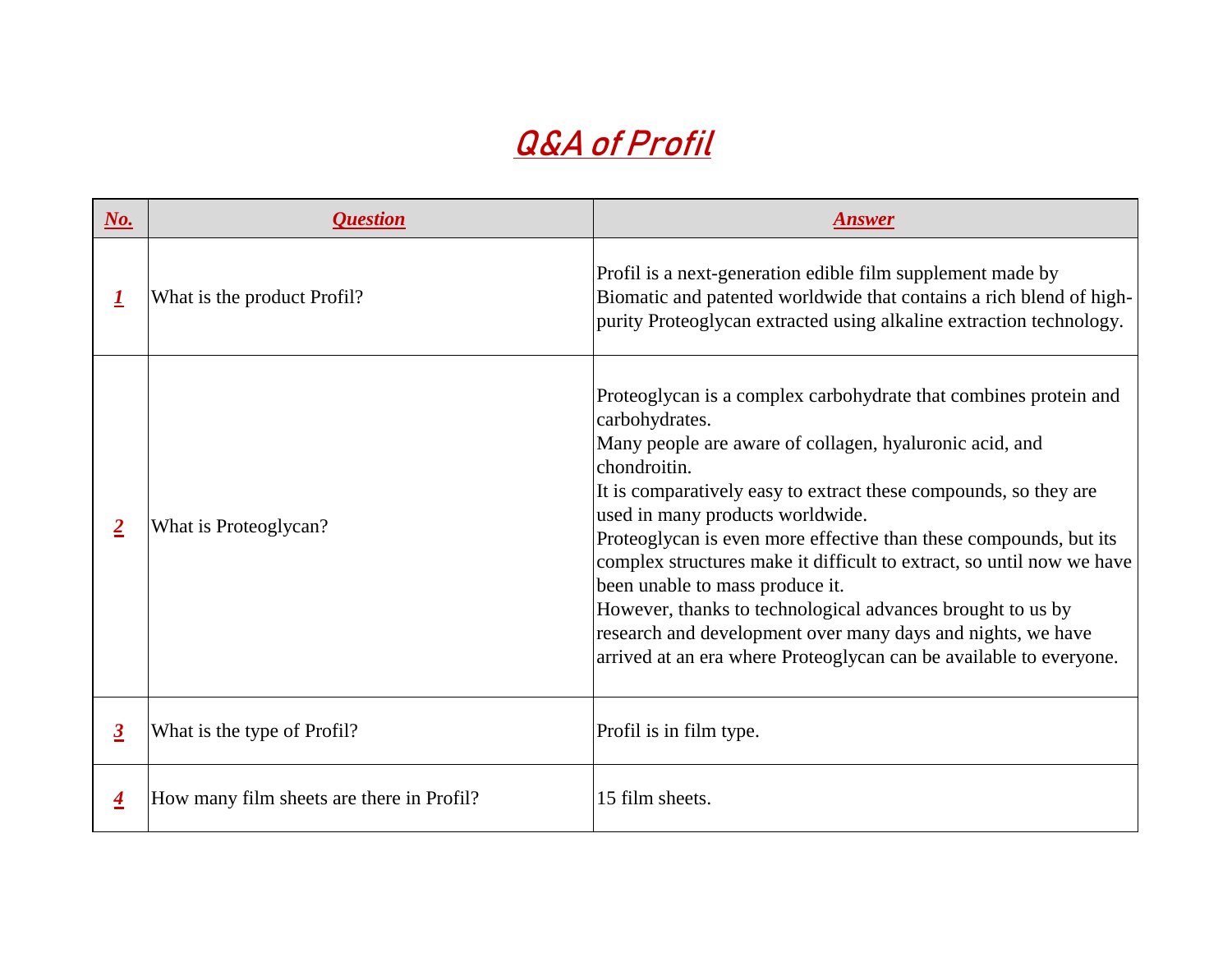# *Q&A of Profil*

| No. | Question | Answer |
| --- | --- | --- |
| 1 | What is the product Profil? | Profil is a next-generation edible film supplement made by Biomatic and patented worldwide that contains a rich blend of high-purity Proteoglycan extracted using alkaline extraction technology. |
| 2 | What is Proteoglycan? | Proteoglycan is a complex carbohydrate that combines protein and carbohydrates.<br>Many people are aware of collagen, hyaluronic acid, and chondroitin.<br>It is comparatively easy to extract these compounds, so they are used in many products worldwide.<br>Proteoglycan is even more effective than these compounds, but its complex structures make it difficult to extract, so until now we have been unable to mass produce it.<br>However, thanks to technological advances brought to us by research and development over many days and nights, we have arrived at an era where Proteoglycan can be available to everyone. |
| 3 | What is the type of Profil? | Profil is in film type. |
| 4 | How many film sheets are there in Profil? | 15 film sheets. |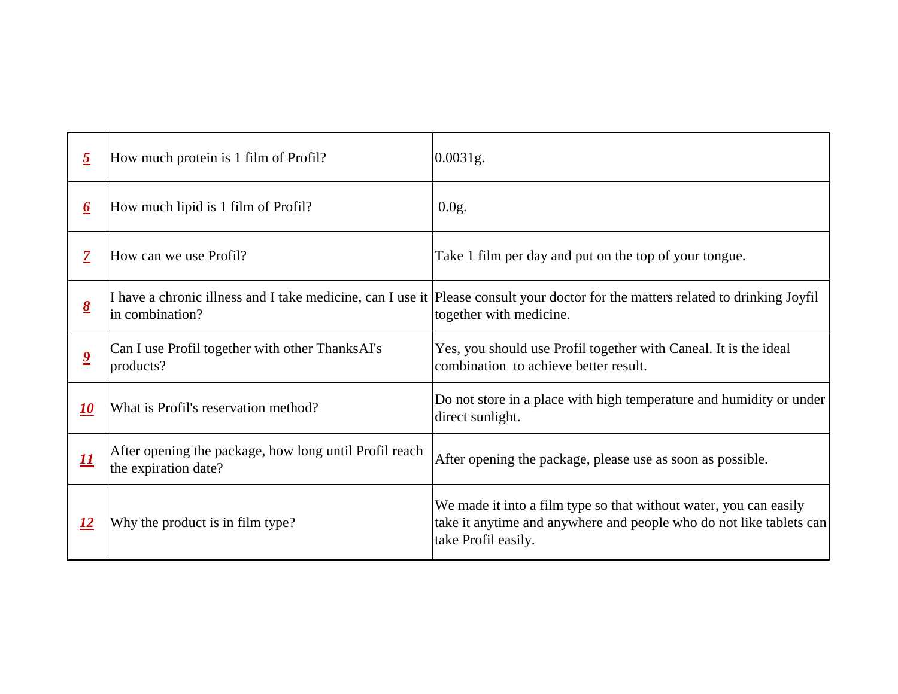| 5 | How much protein is 1 film of Profil? | 0.0031g. |
|---|---|---|
| 6 | How much lipid is 1 film of Profil? | 0.0g. |
| 7 | How can we use Profil? | Take 1 film per day and put on the top of your tongue. |
| 8 | I have a chronic illness and I take medicine, can I use it in combination? | Please consult your doctor for the matters related to drinking Joyfil together with medicine. |
| 9 | Can I use Profil together with other ThanksAI's products? | Yes, you should use Profil together with Caneal. It is the ideal combination  to achieve better result. |
| 10 | What is Profil's reservation method? | Do not store in a place with high temperature and humidity or under direct sunlight. |
| 11 | After opening the package, how long until Profil reach the expiration date? | After opening the package, please use as soon as possible. |
| 12 | Why the product is in film type? | We made it into a film type so that without water, you can easily take it anytime and anywhere and people who do not like tablets can take Profil easily. |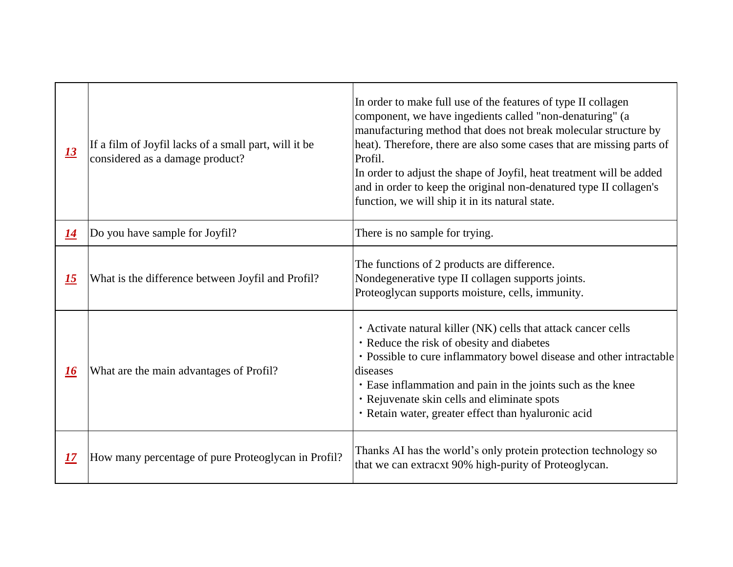| | | |
|---|---|---|
| ***13*** | If a film of Joyfil lacks of a small part, will it be considered as a damage product? | In order to make full use of the features of type II collagen component, we have ingedients called "non-denaturing" (a manufacturing method that does not break molecular structure by heat). Therefore, there are also some cases that are missing parts of Profil.<br>In order to adjust the shape of Joyfil, heat treatment will be added and in order to keep the original non-denatured type II collagen's function, we will ship it in its natural state. |
| ***14*** | Do you have sample for Joyfil? | There is no sample for trying. |
| ***15*** | What is the difference between Joyfil and Profil? | The functions of 2 products are difference.<br>Nondegenerative type II collagen supports joints.<br>Proteoglycan supports moisture, cells, immunity. |
| ***16*** | What are the main advantages of Profil? | ・Activate natural killer (NK) cells that attack cancer cells<br>・Reduce the risk of obesity and diabetes<br>・Possible to cure inflammatory bowel disease and other intractable diseases<br>・Ease inflammation and pain in the joints such as the knee<br>・Rejuvenate skin cells and eliminate spots<br>・Retain water, greater effect than hyaluronic acid |
| ***17*** | How many percentage of pure Proteoglycan in Profil? | Thanks AI has the world's only protein protection technology so that we can extracxt 90% high-purity of Proteoglycan. |